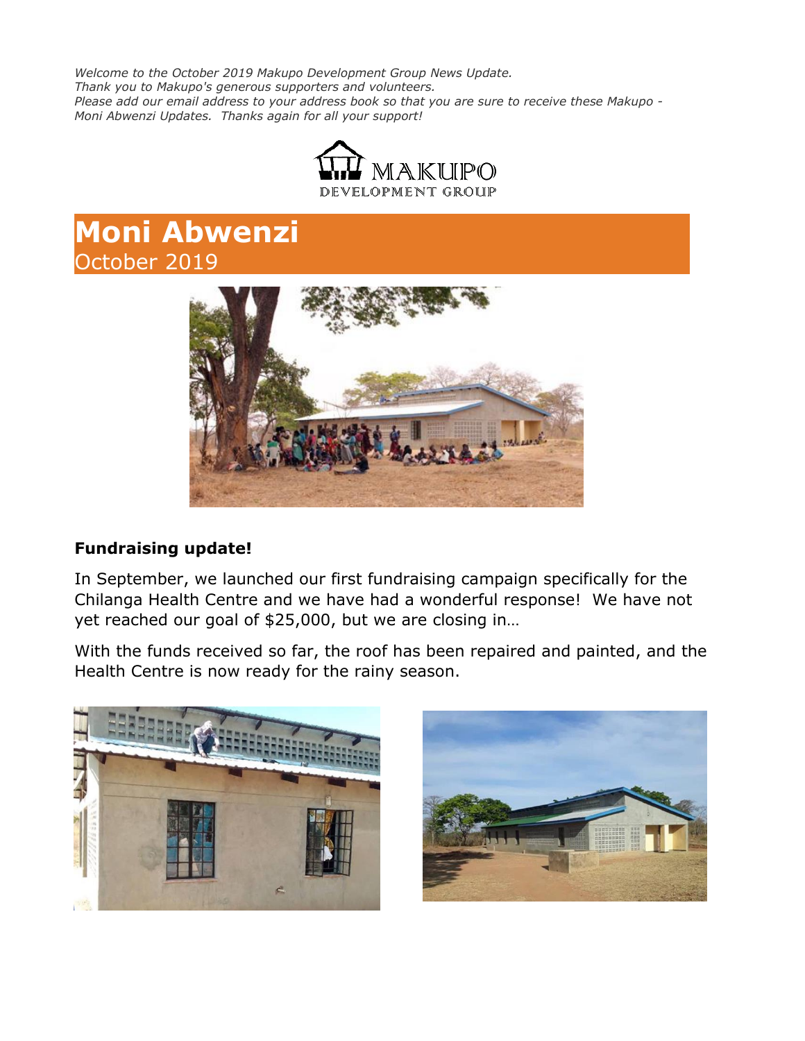*Welcome to the October 2019 Makupo Development Group News Update.*
*Thank you to Makupo's generous supporters and volunteers.*
*Please add our email address to your address book so that you are sure to receive these Makupo - Moni Abwenzi Updates. Thanks again for all your support!*

MAKUPO
DEVELOPMENT GROUP

# Moni Abwenzi

October 2019

**Fundraising update!**

In September, we launched our first fundraising campaign specifically for the Chilanga Health Centre and we have had a wonderful response! We have not yet reached our goal of $25,000, but we are closing in…

With the funds received so far, the roof has been repaired and painted, and the Health Centre is now ready for the rainy season.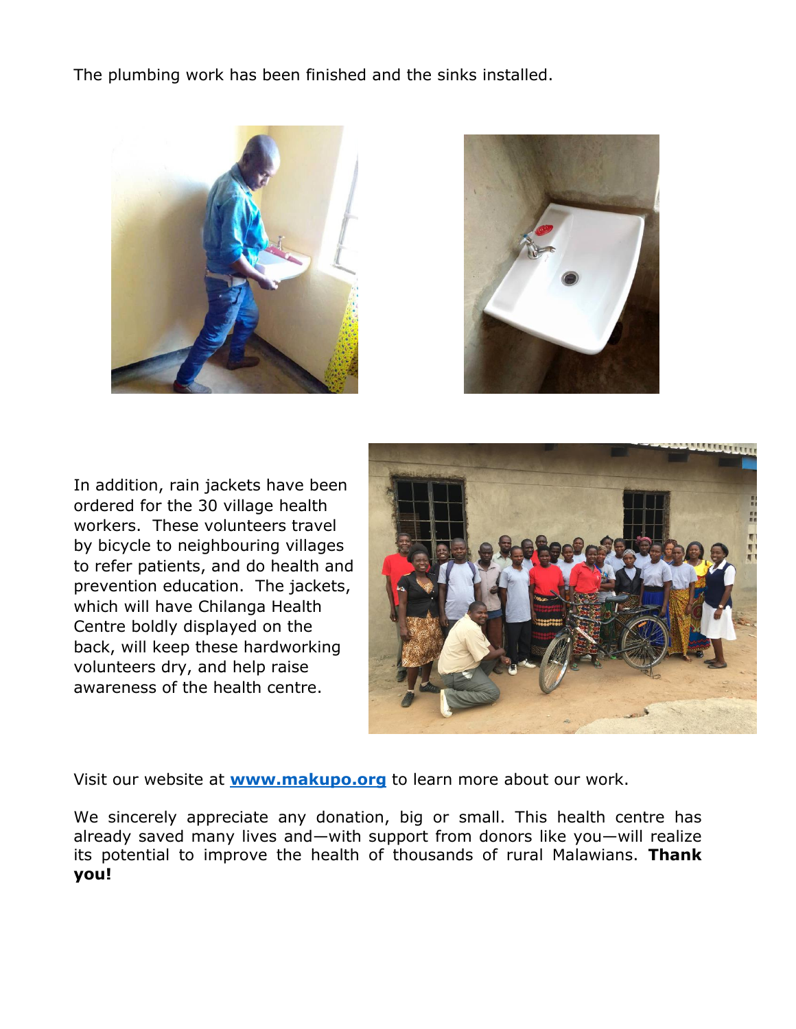The plumbing work has been finished and the sinks installed.

In addition, rain jackets have been ordered for the 30 village health workers. These volunteers travel by bicycle to neighbouring villages to refer patients, and do health and prevention education. The jackets, which will have Chilanga Health Centre boldly displayed on the back, will keep these hardworking volunteers dry, and help raise awareness of the health centre.

Visit our website at **[www.makupo.org](http://www.makupo.org)** to learn more about our work.

We sincerely appreciate any donation, big or small. This health centre has already saved many lives and—with support from donors like you—will realize its potential to improve the health of thousands of rural Malawians. **Thank you!**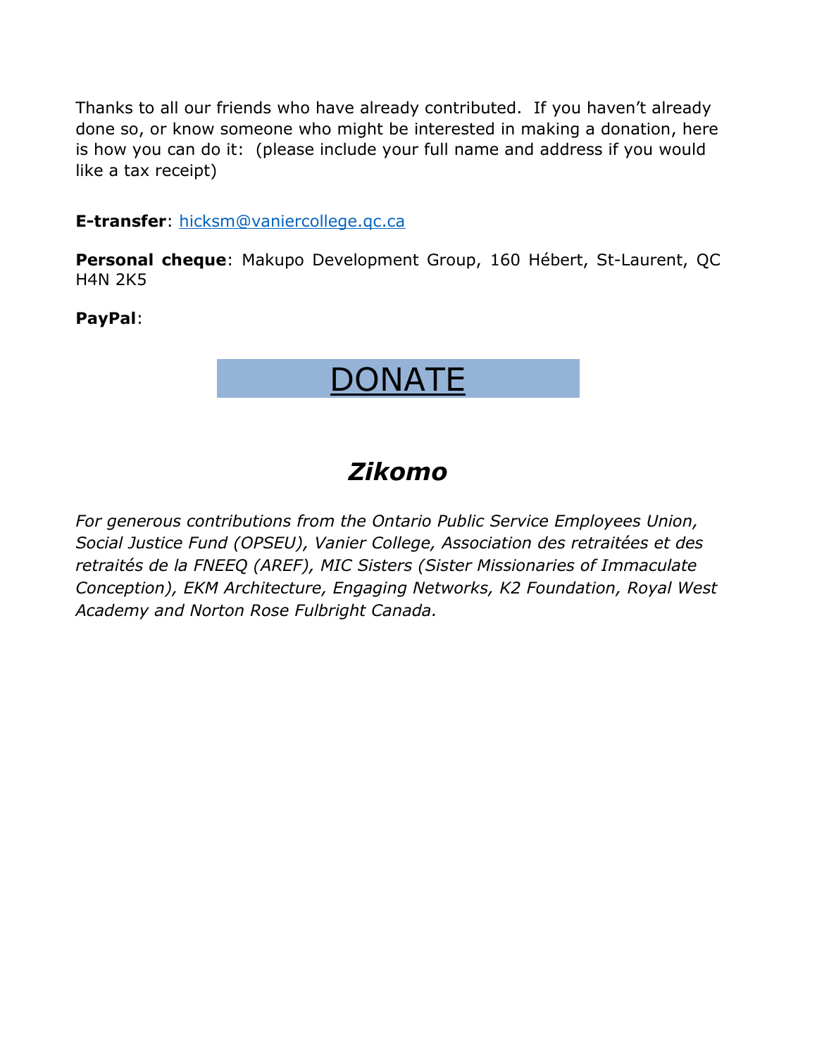Thanks to all our friends who have already contributed. If you haven't already done so, or know someone who might be interested in making a donation, here is how you can do it: (please include your full name and address if you would like a tax receipt)

**E-transfer**: hicksm@vaniercollege.qc.ca

**Personal cheque**: Makupo Development Group, 160 Hébert, St-Laurent, QC H4N 2K5

**PayPal**:

DONATE

## *Zikomo*

*For generous contributions from the Ontario Public Service Employees Union, Social Justice Fund (OPSEU), Vanier College, Association des retraitées et des retraités de la FNEEQ (AREF), MIC Sisters (Sister Missionaries of Immaculate Conception), EKM Architecture, Engaging Networks, K2 Foundation, Royal West Academy and Norton Rose Fulbright Canada.*